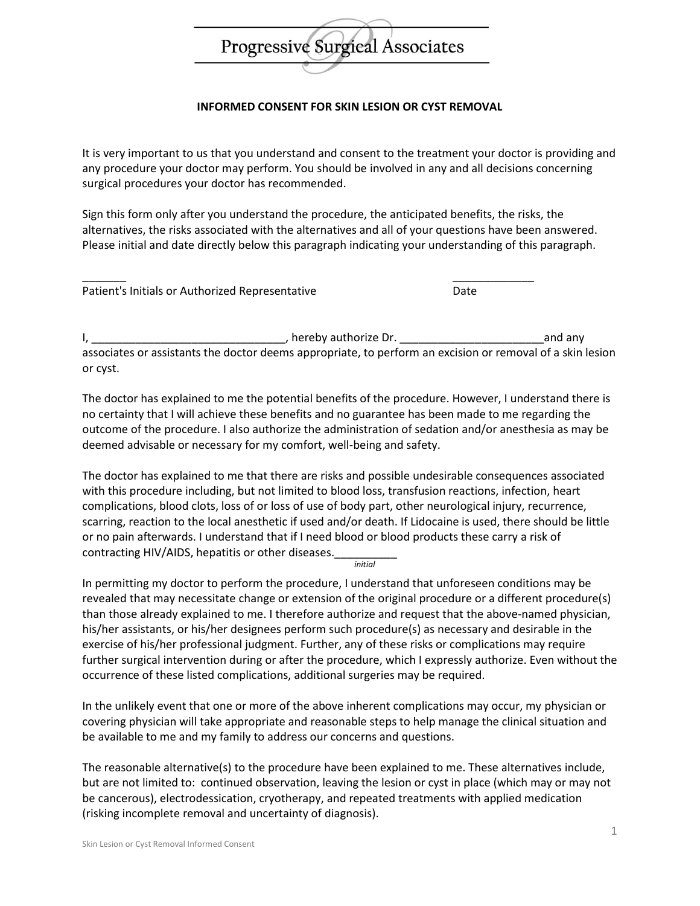# Progressive Surgical Associates

## INFORMED CONSENT FOR SKIN LESION OR CYST REMOVAL

It is very important to us that you understand and consent to the treatment your doctor is providing and any procedure your doctor may perform. You should be involved in any and all decisions concerning surgical procedures your doctor has recommended.

Sign this form only after you understand the procedure, the anticipated benefits, the risks, the alternatives, the risks associated with the alternatives and all of your questions have been answered. Please initial and date directly below this paragraph indicating your understanding of this paragraph.

_______ _____________

Patient's Initials or Authorized Representative Date

I, _______________________________, hereby authorize Dr. _______________________and any associates or assistants the doctor deems appropriate, to perform an excision or removal of a skin lesion or cyst.

The doctor has explained to me the potential benefits of the procedure. However, I understand there is no certainty that I will achieve these benefits and no guarantee has been made to me regarding the outcome of the procedure. I also authorize the administration of sedation and/or anesthesia as may be deemed advisable or necessary for my comfort, well-being and safety.

The doctor has explained to me that there are risks and possible undesirable consequences associated with this procedure including, but not limited to blood loss, transfusion reactions, infection, heart complications, blood clots, loss of or loss of use of body part, other neurological injury, recurrence, scarring, reaction to the local anesthetic if used and/or death. If Lidocaine is used, there should be little or no pain afterwards. I understand that if I need blood or blood products these carry a risk of contracting HIV/AIDS, hepatitis or other diseases.__________
*initial*

In permitting my doctor to perform the procedure, I understand that unforeseen conditions may be revealed that may necessitate change or extension of the original procedure or a different procedure(s) than those already explained to me. I therefore authorize and request that the above-named physician, his/her assistants, or his/her designees perform such procedure(s) as necessary and desirable in the exercise of his/her professional judgment. Further, any of these risks or complications may require further surgical intervention during or after the procedure, which I expressly authorize. Even without the occurrence of these listed complications, additional surgeries may be required.

In the unlikely event that one or more of the above inherent complications may occur, my physician or covering physician will take appropriate and reasonable steps to help manage the clinical situation and be available to me and my family to address our concerns and questions.

The reasonable alternative(s) to the procedure have been explained to me. These alternatives include, but are not limited to: continued observation, leaving the lesion or cyst in place (which may or may not be cancerous), electrodessication, cryotherapy, and repeated treatments with applied medication (risking incomplete removal and uncertainty of diagnosis).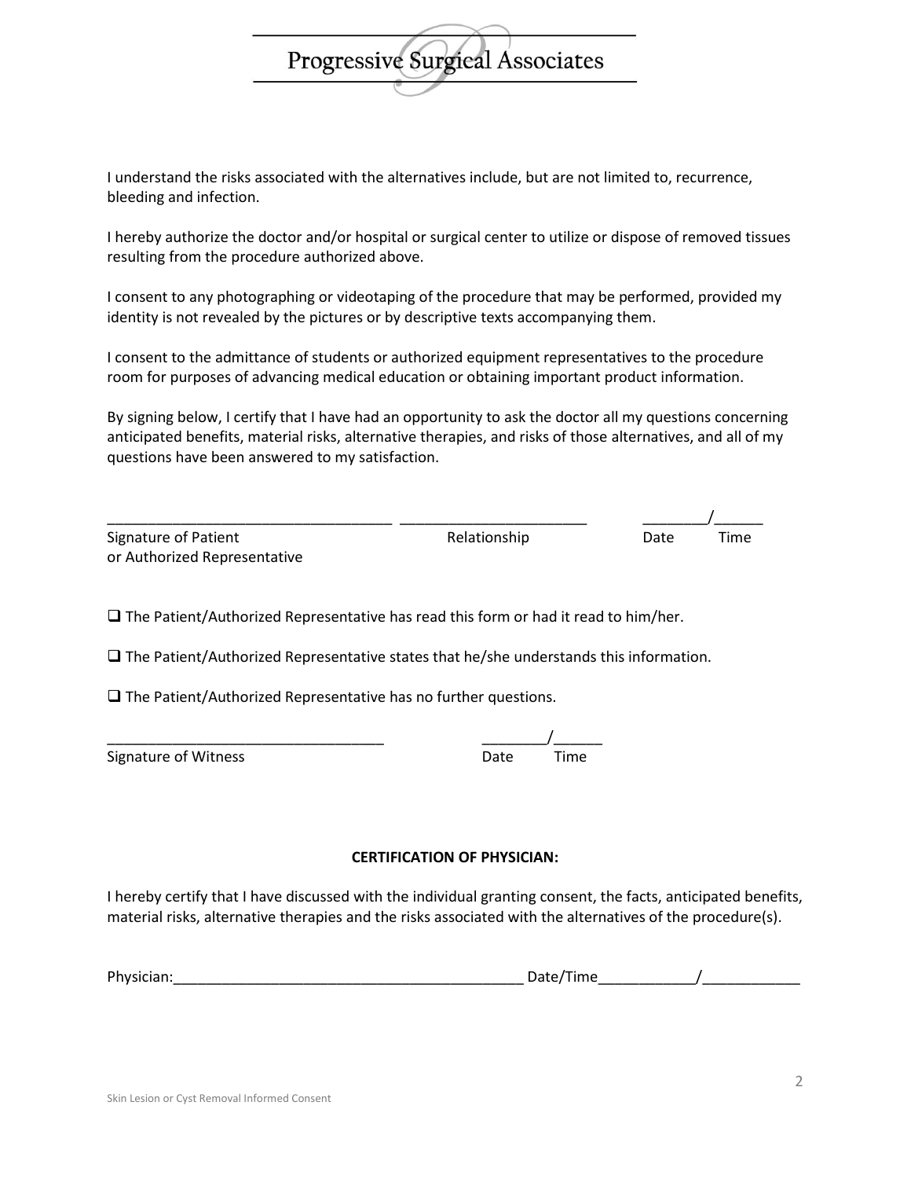I understand the risks associated with the alternatives include, but are not limited to, recurrence, bleeding and infection.

I hereby authorize the doctor and/or hospital or surgical center to utilize or dispose of removed tissues resulting from the procedure authorized above.

I consent to any photographing or videotaping of the procedure that may be performed, provided my identity is not revealed by the pictures or by descriptive texts accompanying them.

I consent to the admittance of students or authorized equipment representatives to the procedure room for purposes of advancing medical education or obtaining important product information.

By signing below, I certify that I have had an opportunity to ask the doctor all my questions concerning anticipated benefits, material risks, alternative therapies, and risks of those alternatives, and all of my questions have been answered to my satisfaction.

___________________________________ ______________________ ________/______

Signature of Patient or Authorized Representative | Relationship | Date | Time

❑ The Patient/Authorized Representative has read this form or had it read to him/her.

❑ The Patient/Authorized Representative states that he/she understands this information.

❑ The Patient/Authorized Representative has no further questions.

__________________________________ ________/______

Signature of Witness | Date | Time

**CERTIFICATION OF PHYSICIAN:**

I hereby certify that I have discussed with the individual granting consent, the facts, anticipated benefits, material risks, alternative therapies and the risks associated with the alternatives of the procedure(s).

Physician:____________________________________________ Date/Time____________/____________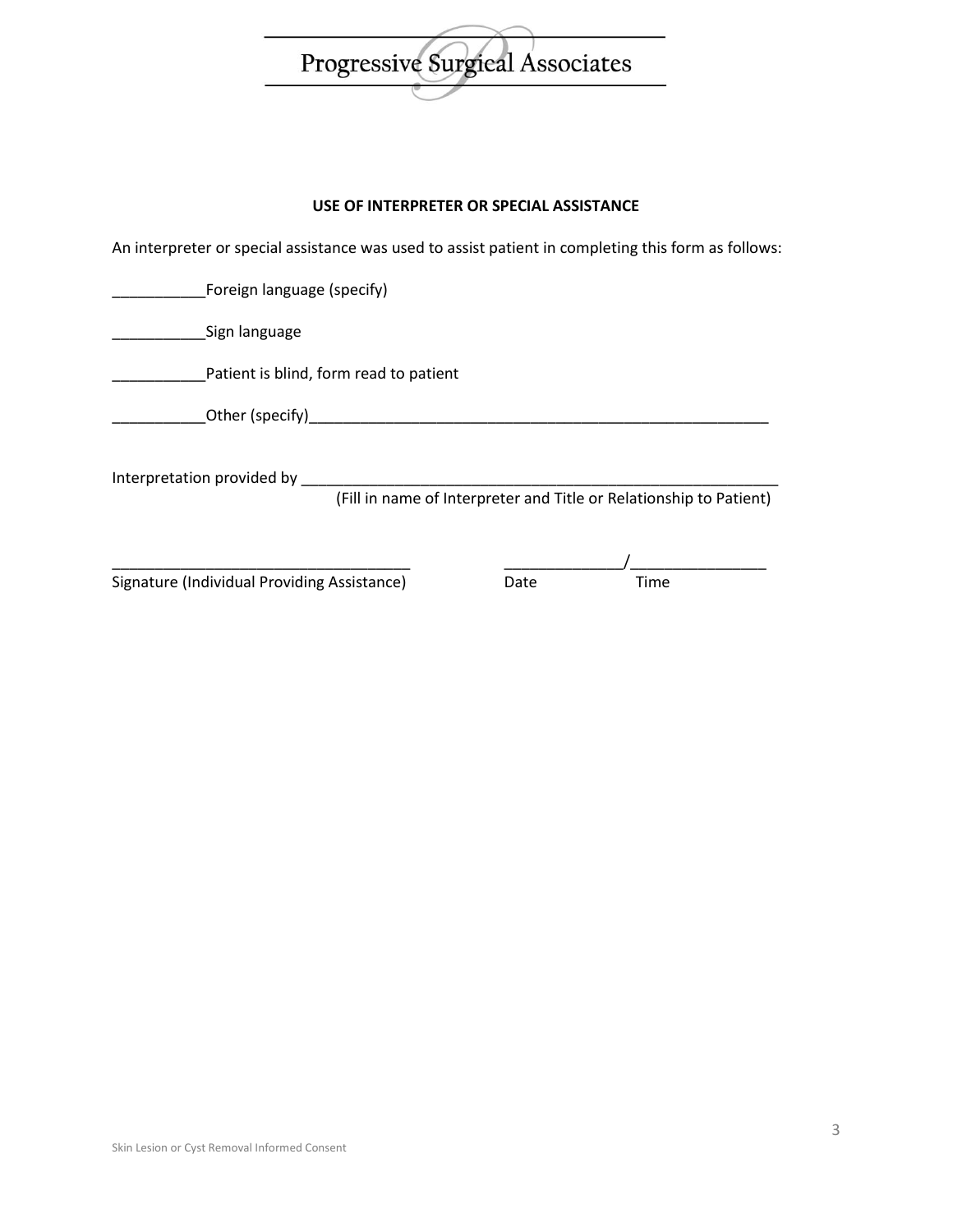# USE OF INTERPRETER OR SPECIAL ASSISTANCE

An interpreter or special assistance was used to assist patient in completing this form as follows:

___________Foreign language (specify)

___________Sign language

___________Patient is blind, form read to patient

___________Other (specify)________________________________________________________

Interpretation provided by ___________________________________________________________
(Fill in name of Interpreter and Title or Relationship to Patient)

____________________________________ ______________/________________
Signature (Individual Providing Assistance) Date Time